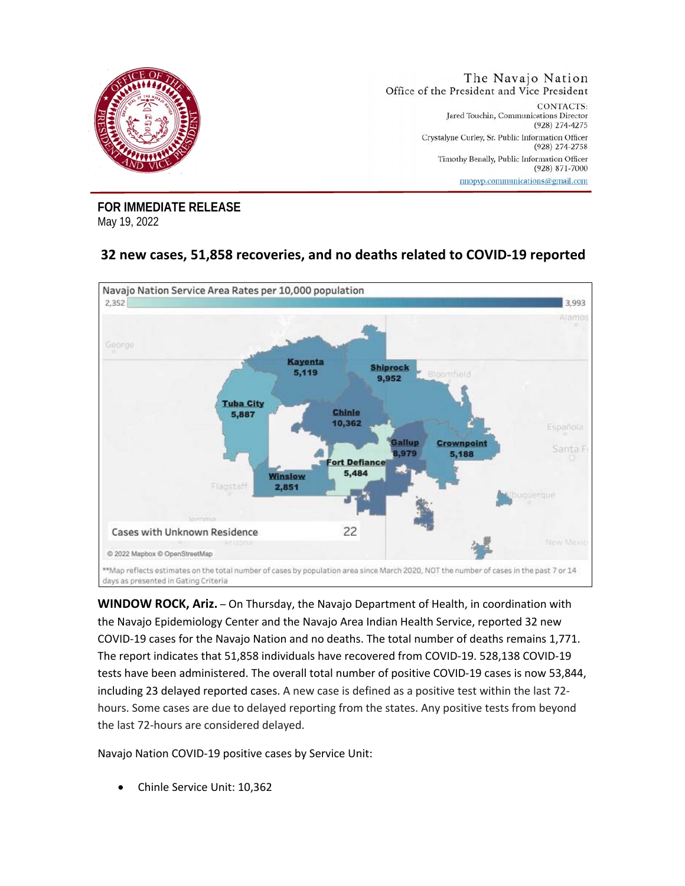The Navajo Nation
Office of the President and Vice President

CONTACTS:
Jared Touchin, Communications Director
(928) 274-4275
Crystalyne Curley, Sr. Public Information Officer
(928) 274-2758
Timothy Benally, Public Information Officer
(928) 871-7000
nnopvp.communications@gmail.com

**FOR IMMEDIATE RELEASE**
May 19, 2022

## 32 new cases, 51,858 recoveries, and no deaths related to COVID-19 reported

Navajo Nation Service Area Rates per 10,000 population

2,352 — 3,993

Kayenta 5,119
Shiprock 9,952
Tuba City 5,887
Chinle 10,362
Gallup 8,979
Crownpoint 5,188
Fort Defiance 5,484
Winslow 2,851

Cases with Unknown Residence 22

© 2022 Mapbox © OpenStreetMap

**Map reflects estimates on the total number of cases by population area since March 2020, NOT the number of cases in the past 7 or 14 days as presented in Gating Criteria

**WINDOW ROCK, Ariz.** – On Thursday, the Navajo Department of Health, in coordination with the Navajo Epidemiology Center and the Navajo Area Indian Health Service, reported 32 new COVID-19 cases for the Navajo Nation and no deaths. The total number of deaths remains 1,771. The report indicates that 51,858 individuals have recovered from COVID-19. 528,138 COVID-19 tests have been administered. The overall total number of positive COVID-19 cases is now 53,844, including 23 delayed reported cases. A new case is defined as a positive test within the last 72-hours. Some cases are due to delayed reporting from the states. Any positive tests from beyond the last 72-hours are considered delayed.

Navajo Nation COVID-19 positive cases by Service Unit:

- Chinle Service Unit: 10,362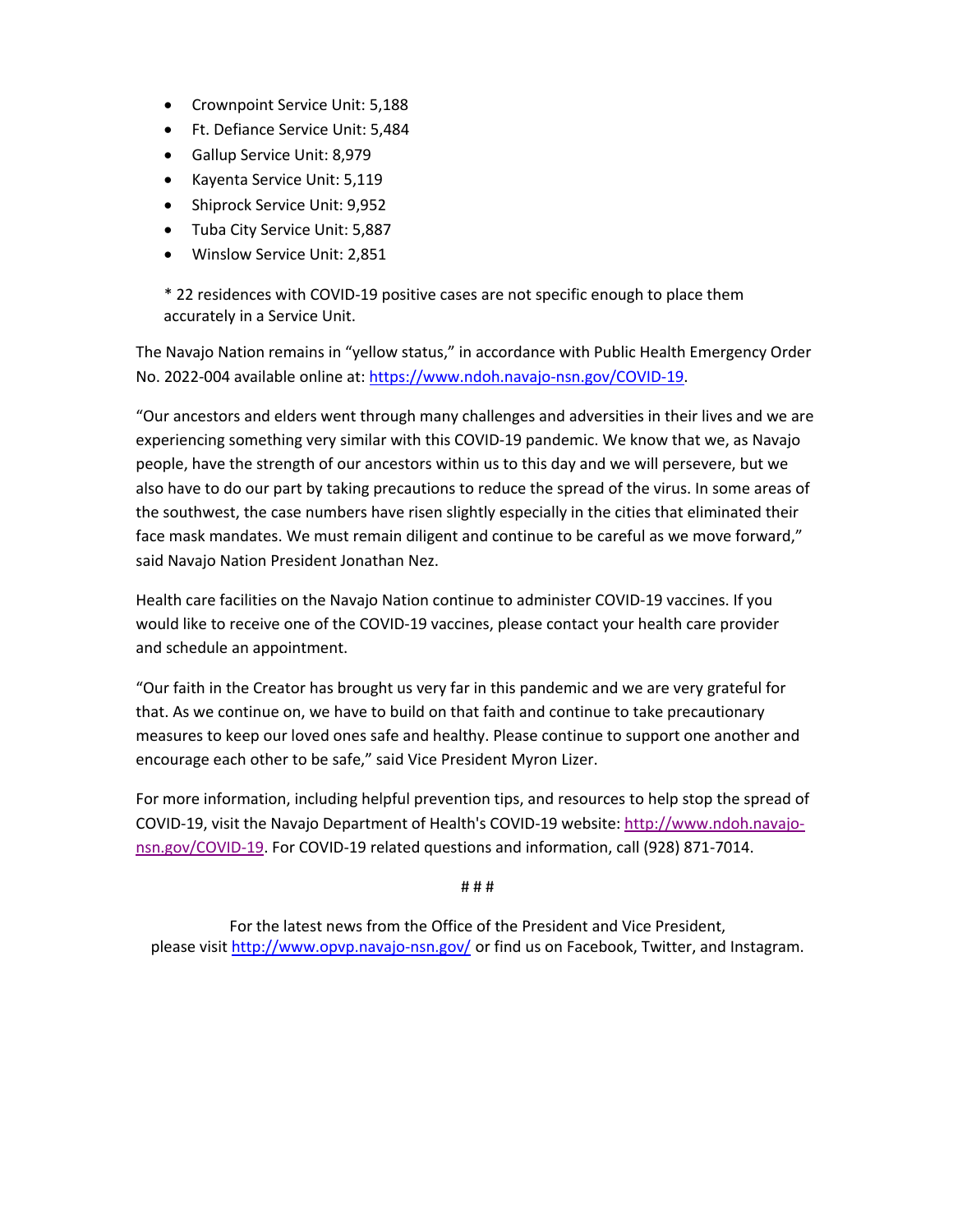- Crownpoint Service Unit: 5,188
- Ft. Defiance Service Unit: 5,484
- Gallup Service Unit: 8,979
- Kayenta Service Unit: 5,119
- Shiprock Service Unit: 9,952
- Tuba City Service Unit: 5,887
- Winslow Service Unit: 2,851

* 22 residences with COVID-19 positive cases are not specific enough to place them accurately in a Service Unit.

The Navajo Nation remains in "yellow status," in accordance with Public Health Emergency Order No. 2022-004 available online at: https://www.ndoh.navajo-nsn.gov/COVID-19.

"Our ancestors and elders went through many challenges and adversities in their lives and we are experiencing something very similar with this COVID-19 pandemic. We know that we, as Navajo people, have the strength of our ancestors within us to this day and we will persevere, but we also have to do our part by taking precautions to reduce the spread of the virus. In some areas of the southwest, the case numbers have risen slightly especially in the cities that eliminated their face mask mandates. We must remain diligent and continue to be careful as we move forward," said Navajo Nation President Jonathan Nez.

Health care facilities on the Navajo Nation continue to administer COVID-19 vaccines. If you would like to receive one of the COVID-19 vaccines, please contact your health care provider and schedule an appointment.

"Our faith in the Creator has brought us very far in this pandemic and we are very grateful for that. As we continue on, we have to build on that faith and continue to take precautionary measures to keep our loved ones safe and healthy. Please continue to support one another and encourage each other to be safe," said Vice President Myron Lizer.

For more information, including helpful prevention tips, and resources to help stop the spread of COVID-19, visit the Navajo Department of Health's COVID-19 website: http://www.ndoh.navajo-nsn.gov/COVID-19. For COVID-19 related questions and information, call (928) 871-7014.

# # #

For the latest news from the Office of the President and Vice President, please visit http://www.opvp.navajo-nsn.gov/ or find us on Facebook, Twitter, and Instagram.